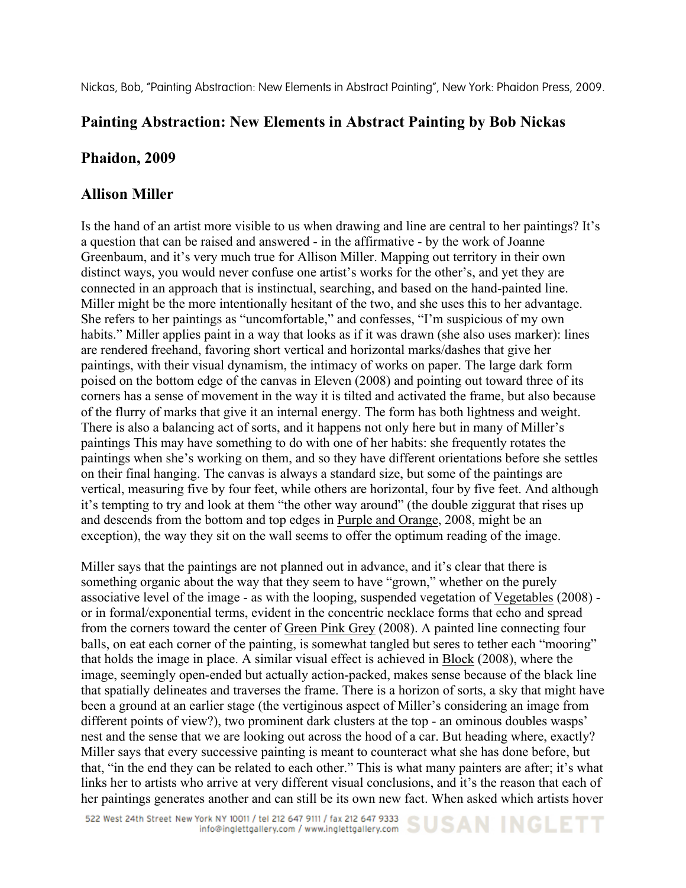Nickas, Bob, "Painting Abstraction: New Elements in Abstract Painting", New York: Phaidon Press, 2009.

## Painting Abstraction: New Elements in Abstract Painting by Bob Nickas

## Phaidon, 2009

## Allison Miller

Is the hand of an artist more visible to us when drawing and line are central to her paintings? It's a question that can be raised and answered - in the affirmative - by the work of Joanne Greenbaum, and it's very much true for Allison Miller. Mapping out territory in their own distinct ways, you would never confuse one artist's works for the other's, and yet they are connected in an approach that is instinctual, searching, and based on the hand-painted line. Miller might be the more intentionally hesitant of the two, and she uses this to her advantage. She refers to her paintings as "uncomfortable," and confesses, "I'm suspicious of my own habits." Miller applies paint in a way that looks as if it was drawn (she also uses marker): lines are rendered freehand, favoring short vertical and horizontal marks/dashes that give her paintings, with their visual dynamism, the intimacy of works on paper. The large dark form poised on the bottom edge of the canvas in Eleven (2008) and pointing out toward three of its corners has a sense of movement in the way it is tilted and activated the frame, but also because of the flurry of marks that give it an internal energy. The form has both lightness and weight. There is also a balancing act of sorts, and it happens not only here but in many of Miller's paintings This may have something to do with one of her habits: she frequently rotates the paintings when she's working on them, and so they have different orientations before she settles on their final hanging. The canvas is always a standard size, but some of the paintings are vertical, measuring five by four feet, while others are horizontal, four by five feet. And although it's tempting to try and look at them "the other way around" (the double ziggurat that rises up and descends from the bottom and top edges in Purple and Orange, 2008, might be an exception), the way they sit on the wall seems to offer the optimum reading of the image.

Miller says that the paintings are not planned out in advance, and it's clear that there is something organic about the way that they seem to have "grown," whether on the purely associative level of the image - as with the looping, suspended vegetation of Vegetables (2008) - or in formal/exponential terms, evident in the concentric necklace forms that echo and spread from the corners toward the center of Green Pink Grey (2008). A painted line connecting four balls, on eat each corner of the painting, is somewhat tangled but seres to tether each "mooring" that holds the image in place. A similar visual effect is achieved in Block (2008), where the image, seemingly open-ended but actually action-packed, makes sense because of the black line that spatially delineates and traverses the frame. There is a horizon of sorts, a sky that might have been a ground at an earlier stage (the vertiginous aspect of Miller's considering an image from different points of view?), two prominent dark clusters at the top - an ominous doubles wasps' nest and the sense that we are looking out across the hood of a car. But heading where, exactly? Miller says that every successive painting is meant to counteract what she has done before, but that, "in the end they can be related to each other." This is what many painters are after; it's what links her to artists who arrive at very different visual conclusions, and it's the reason that each of her paintings generates another and can still be its own new fact. When asked which artists hover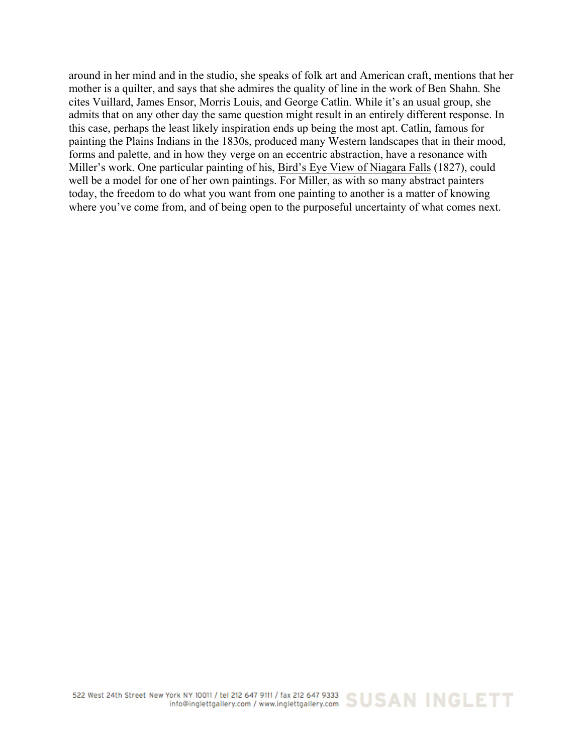around in her mind and in the studio, she speaks of folk art and American craft, mentions that her mother is a quilter, and says that she admires the quality of line in the work of Ben Shahn. She cites Vuillard, James Ensor, Morris Louis, and George Catlin. While it's an usual group, she admits that on any other day the same question might result in an entirely different response. In this case, perhaps the least likely inspiration ends up being the most apt. Catlin, famous for painting the Plains Indians in the 1830s, produced many Western landscapes that in their mood, forms and palette, and in how they verge on an eccentric abstraction, have a resonance with Miller's work. One particular painting of his, Bird's Eye View of Niagara Falls (1827), could well be a model for one of her own paintings. For Miller, as with so many abstract painters today, the freedom to do what you want from one painting to another is a matter of knowing where you've come from, and of being open to the purposeful uncertainty of what comes next.